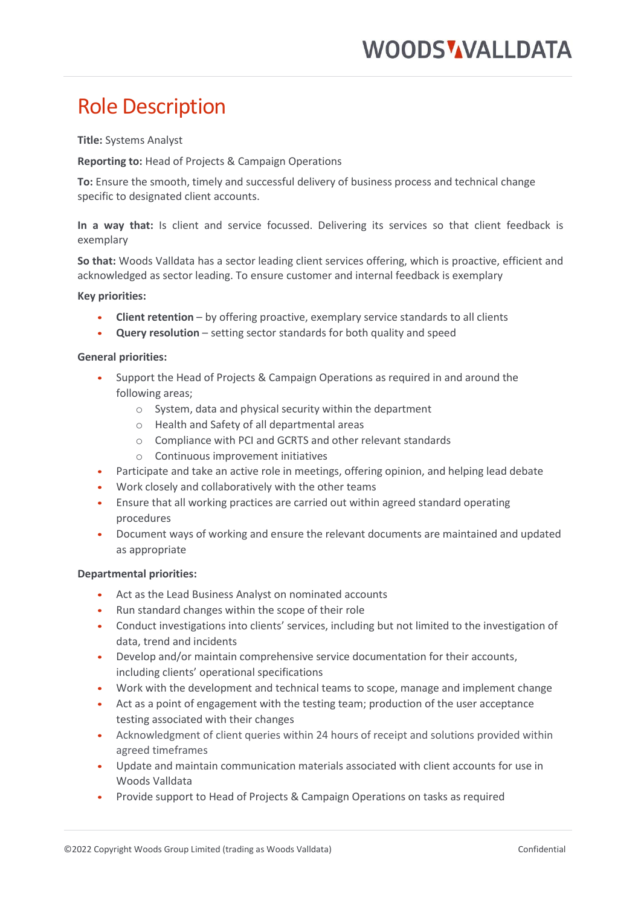# Role Description

**Title:** Systems Analyst

**Reporting to:** Head of Projects & Campaign Operations

**To:** Ensure the smooth, timely and successful delivery of business process and technical change specific to designated client accounts.

**In a way that:** Is client and service focussed. Delivering its services so that client feedback is exemplary

**So that:** Woods Valldata has a sector leading client services offering, which is proactive, efficient and acknowledged as sector leading. To ensure customer and internal feedback is exemplary

**Key priorities:**

- **Client retention** – by offering proactive, exemplary service standards to all clients
- **Query resolution** – setting sector standards for both quality and speed

**General priorities:**

- Support the Head of Projects & Campaign Operations as required in and around the following areas;
  - System, data and physical security within the department
  - Health and Safety of all departmental areas
  - Compliance with PCI and GCRTS and other relevant standards
  - Continuous improvement initiatives
- Participate and take an active role in meetings, offering opinion, and helping lead debate
- Work closely and collaboratively with the other teams
- Ensure that all working practices are carried out within agreed standard operating procedures
- Document ways of working and ensure the relevant documents are maintained and updated as appropriate

**Departmental priorities:**

- Act as the Lead Business Analyst on nominated accounts
- Run standard changes within the scope of their role
- Conduct investigations into clients' services, including but not limited to the investigation of data, trend and incidents
- Develop and/or maintain comprehensive service documentation for their accounts, including clients' operational specifications
- Work with the development and technical teams to scope, manage and implement change
- Act as a point of engagement with the testing team; production of the user acceptance testing associated with their changes
- Acknowledgment of client queries within 24 hours of receipt and solutions provided within agreed timeframes
- Update and maintain communication materials associated with client accounts for use in Woods Valldata
- Provide support to Head of Projects & Campaign Operations on tasks as required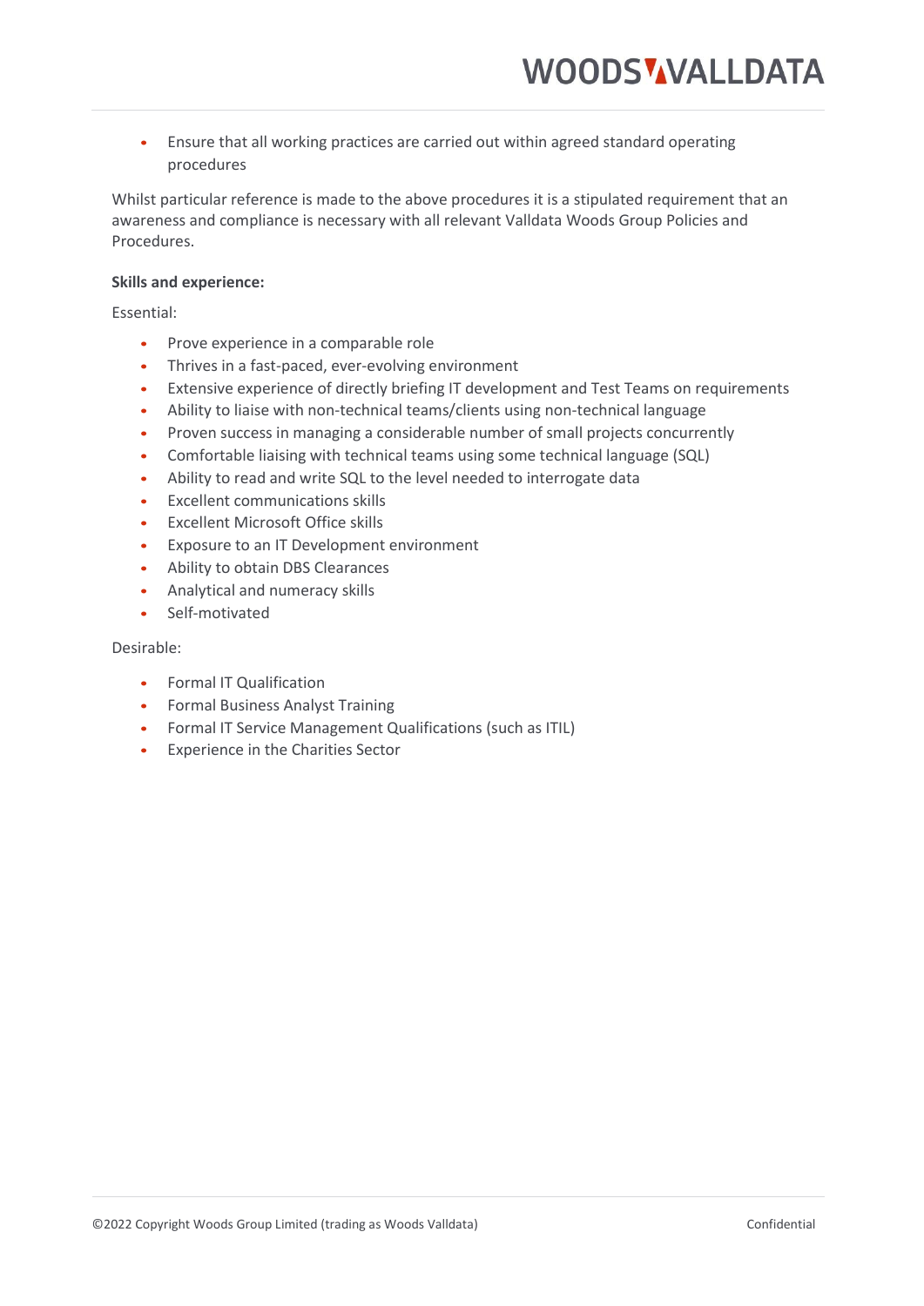- Ensure that all working practices are carried out within agreed standard operating procedures

Whilst particular reference is made to the above procedures it is a stipulated requirement that an awareness and compliance is necessary with all relevant Valldata Woods Group Policies and Procedures.

**Skills and experience:**

Essential:

- Prove experience in a comparable role
- Thrives in a fast-paced, ever-evolving environment
- Extensive experience of directly briefing IT development and Test Teams on requirements
- Ability to liaise with non-technical teams/clients using non-technical language
- Proven success in managing a considerable number of small projects concurrently
- Comfortable liaising with technical teams using some technical language (SQL)
- Ability to read and write SQL to the level needed to interrogate data
- Excellent communications skills
- Excellent Microsoft Office skills
- Exposure to an IT Development environment
- Ability to obtain DBS Clearances
- Analytical and numeracy skills
- Self-motivated

Desirable:

- Formal IT Qualification
- Formal Business Analyst Training
- Formal IT Service Management Qualifications (such as ITIL)
- Experience in the Charities Sector